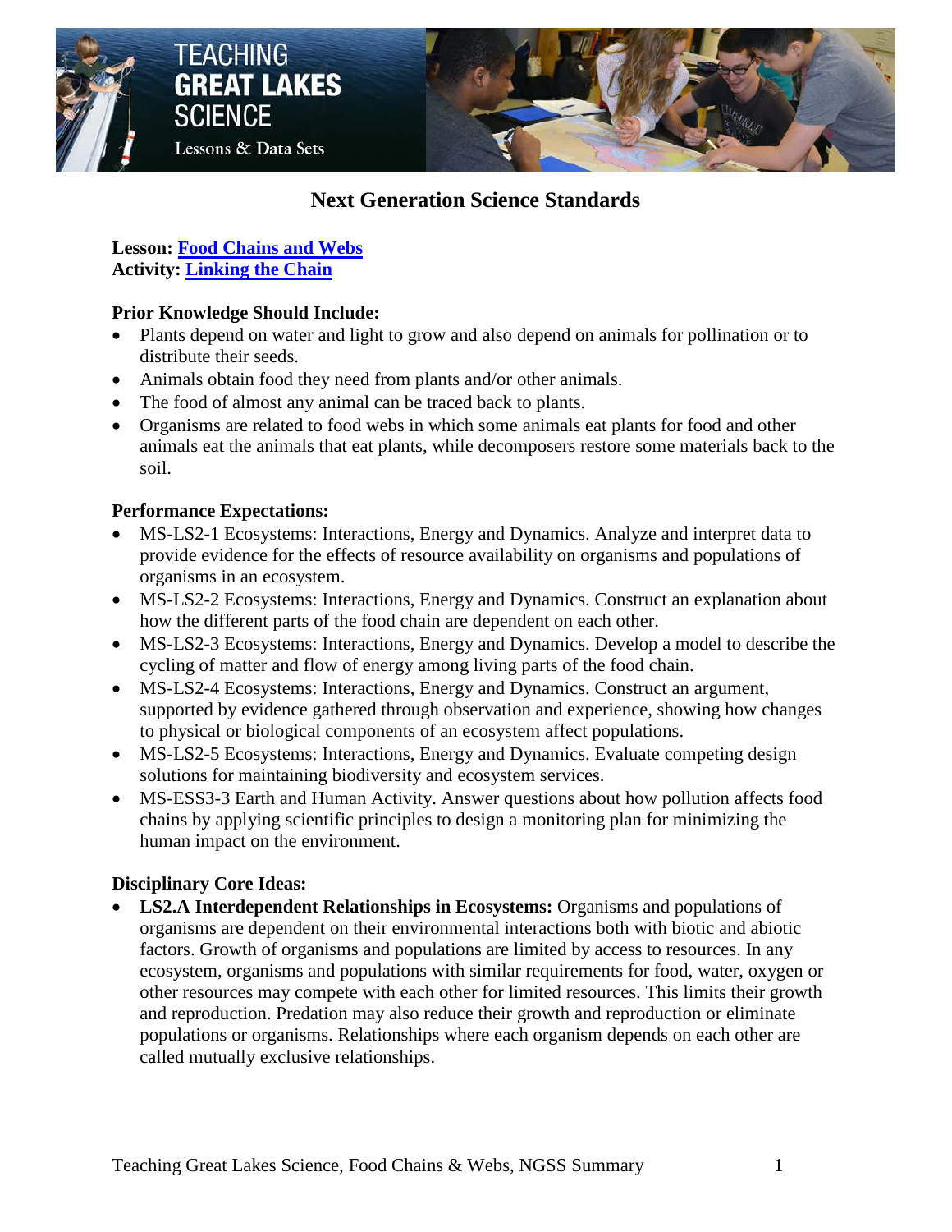# Next Generation Science Standards

**Lesson:** **[Food Chains and Webs]**
**Activity:** **[Linking the Chain]**

**Prior Knowledge Should Include:**

- Plants depend on water and light to grow and also depend on animals for pollination or to distribute their seeds.
- Animals obtain food they need from plants and/or other animals.
- The food of almost any animal can be traced back to plants.
- Organisms are related to food webs in which some animals eat plants for food and other animals eat the animals that eat plants, while decomposers restore some materials back to the soil.

**Performance Expectations:**

- MS-LS2-1 Ecosystems: Interactions, Energy and Dynamics. Analyze and interpret data to provide evidence for the effects of resource availability on organisms and populations of organisms in an ecosystem.
- MS-LS2-2 Ecosystems: Interactions, Energy and Dynamics. Construct an explanation about how the different parts of the food chain are dependent on each other.
- MS-LS2-3 Ecosystems: Interactions, Energy and Dynamics. Develop a model to describe the cycling of matter and flow of energy among living parts of the food chain.
- MS-LS2-4 Ecosystems: Interactions, Energy and Dynamics. Construct an argument, supported by evidence gathered through observation and experience, showing how changes to physical or biological components of an ecosystem affect populations.
- MS-LS2-5 Ecosystems: Interactions, Energy and Dynamics. Evaluate competing design solutions for maintaining biodiversity and ecosystem services.
- MS-ESS3-3 Earth and Human Activity. Answer questions about how pollution affects food chains by applying scientific principles to design a monitoring plan for minimizing the human impact on the environment.

**Disciplinary Core Ideas:**

- **LS2.A Interdependent Relationships in Ecosystems:** Organisms and populations of organisms are dependent on their environmental interactions both with biotic and abiotic factors. Growth of organisms and populations are limited by access to resources. In any ecosystem, organisms and populations with similar requirements for food, water, oxygen or other resources may compete with each other for limited resources. This limits their growth and reproduction. Predation may also reduce their growth and reproduction or eliminate populations or organisms. Relationships where each organism depends on each other are called mutually exclusive relationships.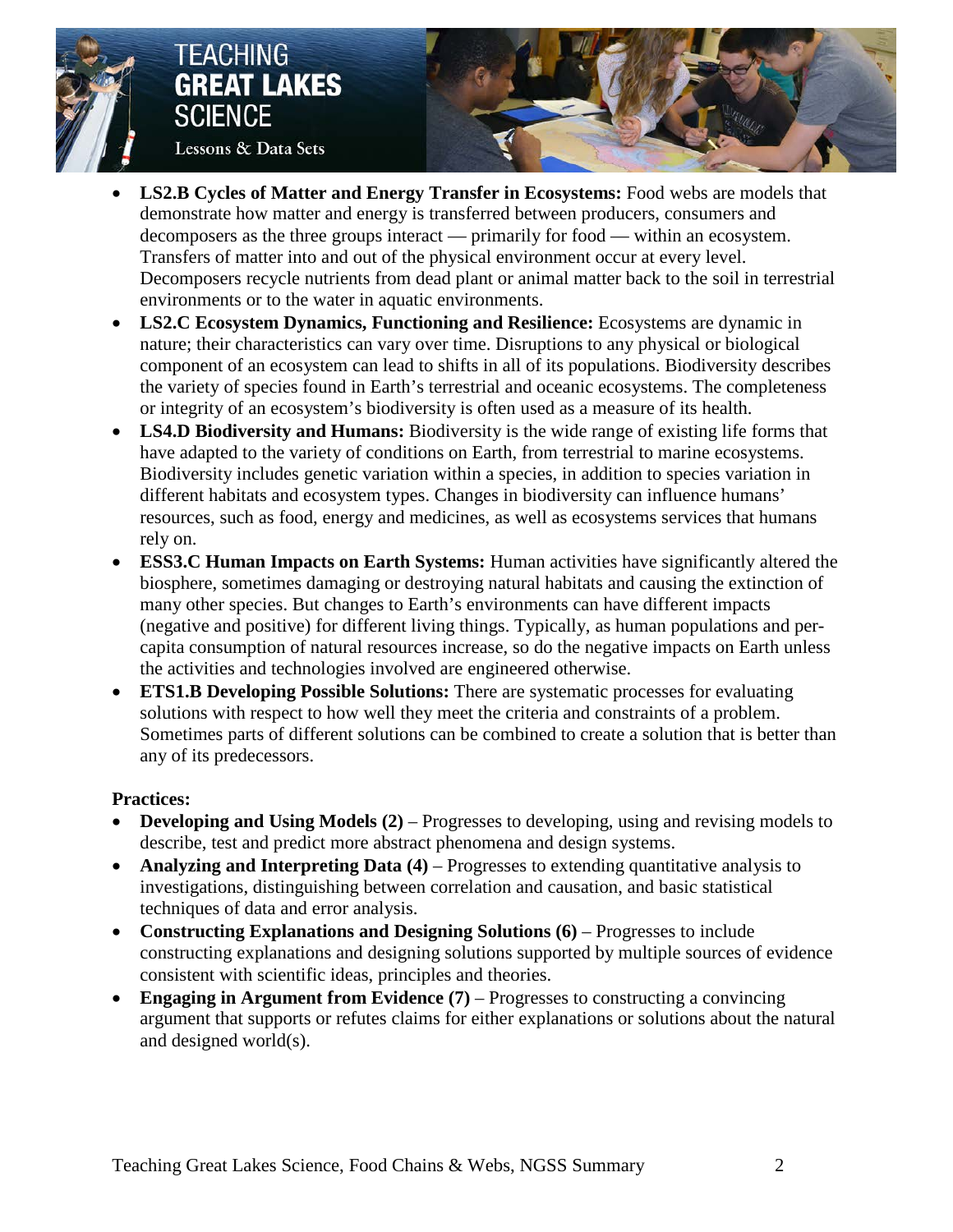- **LS2.B Cycles of Matter and Energy Transfer in Ecosystems:** Food webs are models that demonstrate how matter and energy is transferred between producers, consumers and decomposers as the three groups interact — primarily for food — within an ecosystem. Transfers of matter into and out of the physical environment occur at every level. Decomposers recycle nutrients from dead plant or animal matter back to the soil in terrestrial environments or to the water in aquatic environments.
- **LS2.C Ecosystem Dynamics, Functioning and Resilience:** Ecosystems are dynamic in nature; their characteristics can vary over time. Disruptions to any physical or biological component of an ecosystem can lead to shifts in all of its populations. Biodiversity describes the variety of species found in Earth's terrestrial and oceanic ecosystems. The completeness or integrity of an ecosystem's biodiversity is often used as a measure of its health.
- **LS4.D Biodiversity and Humans:** Biodiversity is the wide range of existing life forms that have adapted to the variety of conditions on Earth, from terrestrial to marine ecosystems. Biodiversity includes genetic variation within a species, in addition to species variation in different habitats and ecosystem types. Changes in biodiversity can influence humans' resources, such as food, energy and medicines, as well as ecosystems services that humans rely on.
- **ESS3.C Human Impacts on Earth Systems:** Human activities have significantly altered the biosphere, sometimes damaging or destroying natural habitats and causing the extinction of many other species. But changes to Earth's environments can have different impacts (negative and positive) for different living things. Typically, as human populations and per-capita consumption of natural resources increase, so do the negative impacts on Earth unless the activities and technologies involved are engineered otherwise.
- **ETS1.B Developing Possible Solutions:** There are systematic processes for evaluating solutions with respect to how well they meet the criteria and constraints of a problem. Sometimes parts of different solutions can be combined to create a solution that is better than any of its predecessors.

**Practices:**

- **Developing and Using Models (2)** – Progresses to developing, using and revising models to describe, test and predict more abstract phenomena and design systems.
- **Analyzing and Interpreting Data (4)** – Progresses to extending quantitative analysis to investigations, distinguishing between correlation and causation, and basic statistical techniques of data and error analysis.
- **Constructing Explanations and Designing Solutions (6)** – Progresses to include constructing explanations and designing solutions supported by multiple sources of evidence consistent with scientific ideas, principles and theories.
- **Engaging in Argument from Evidence (7)** – Progresses to constructing a convincing argument that supports or refutes claims for either explanations or solutions about the natural and designed world(s).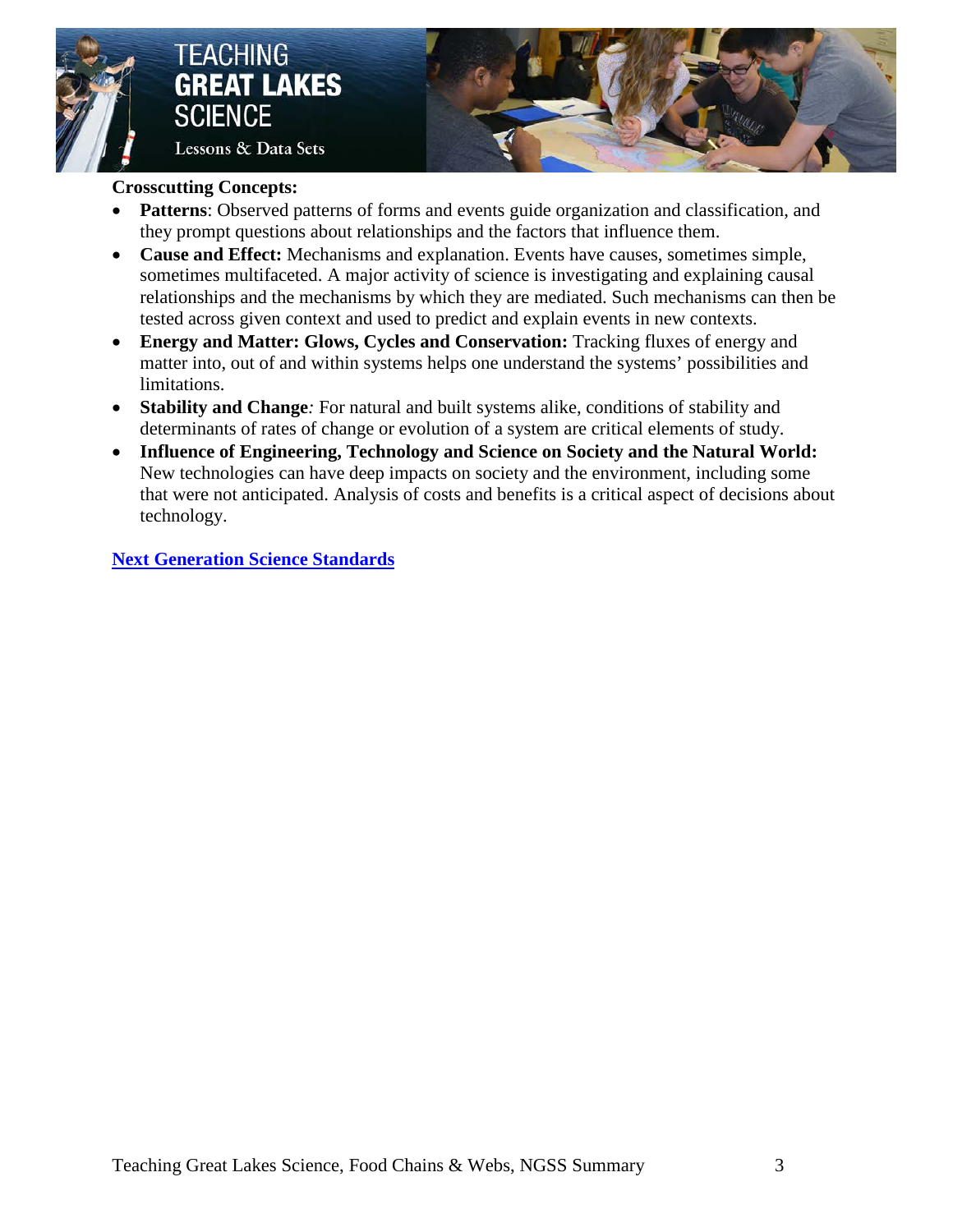**Crosscutting Concepts:**

- **Patterns**: Observed patterns of forms and events guide organization and classification, and they prompt questions about relationships and the factors that influence them.
- **Cause and Effect:** Mechanisms and explanation. Events have causes, sometimes simple, sometimes multifaceted. A major activity of science is investigating and explaining causal relationships and the mechanisms by which they are mediated. Such mechanisms can then be tested across given context and used to predict and explain events in new contexts.
- **Energy and Matter: Glows, Cycles and Conservation:** Tracking fluxes of energy and matter into, out of and within systems helps one understand the systems' possibilities and limitations.
- **Stability and Change***:* For natural and built systems alike, conditions of stability and determinants of rates of change or evolution of a system are critical elements of study.
- **Influence of Engineering, Technology and Science on Society and the Natural World:** New technologies can have deep impacts on society and the environment, including some that were not anticipated. Analysis of costs and benefits is a critical aspect of decisions about technology.

**Next Generation Science Standards**